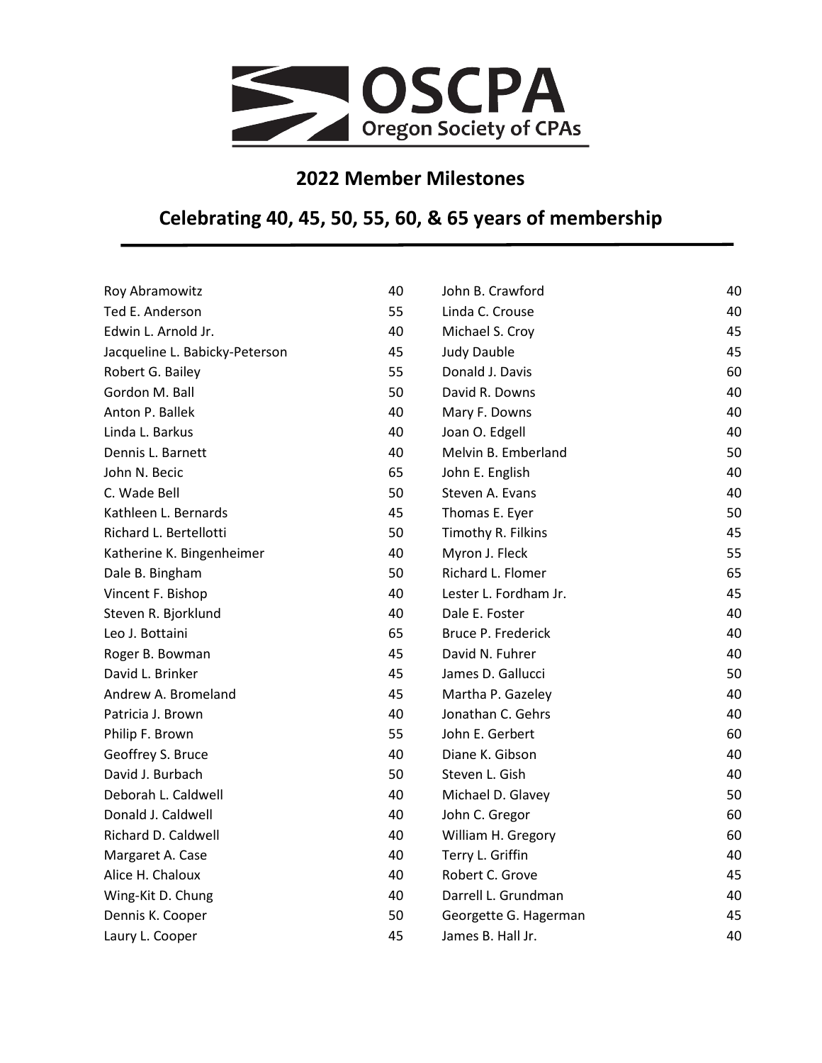# OSCPA
Oregon Society of CPAs

## 2022 Member Milestones

## Celebrating 40, 45, 50, 55, 60, & 65 years of membership

| Name | Years |
| --- | --- |
| Roy Abramowitz | 40 |
| Ted E. Anderson | 55 |
| Edwin L. Arnold Jr. | 40 |
| Jacqueline L. Babicky-Peterson | 45 |
| Robert G. Bailey | 55 |
| Gordon M. Ball | 50 |
| Anton P. Ballek | 40 |
| Linda L. Barkus | 40 |
| Dennis L. Barnett | 40 |
| John N. Becic | 65 |
| C. Wade Bell | 50 |
| Kathleen L. Bernards | 45 |
| Richard L. Bertellotti | 50 |
| Katherine K. Bingenheimer | 40 |
| Dale B. Bingham | 50 |
| Vincent F. Bishop | 40 |
| Steven R. Bjorklund | 40 |
| Leo J. Bottaini | 65 |
| Roger B. Bowman | 45 |
| David L. Brinker | 45 |
| Andrew A. Bromeland | 45 |
| Patricia J. Brown | 40 |
| Philip F. Brown | 55 |
| Geoffrey S. Bruce | 40 |
| David J. Burbach | 50 |
| Deborah L. Caldwell | 40 |
| Donald J. Caldwell | 40 |
| Richard D. Caldwell | 40 |
| Margaret A. Case | 40 |
| Alice H. Chaloux | 40 |
| Wing-Kit D. Chung | 40 |
| Dennis K. Cooper | 50 |
| Laury L. Cooper | 45 |
| John B. Crawford | 40 |
| Linda C. Crouse | 40 |
| Michael S. Croy | 45 |
| Judy Dauble | 45 |
| Donald J. Davis | 60 |
| David R. Downs | 40 |
| Mary F. Downs | 40 |
| Joan O. Edgell | 40 |
| Melvin B. Emberland | 50 |
| John E. English | 40 |
| Steven A. Evans | 40 |
| Thomas E. Eyer | 50 |
| Timothy R. Filkins | 45 |
| Myron J. Fleck | 55 |
| Richard L. Flomer | 65 |
| Lester L. Fordham Jr. | 45 |
| Dale E. Foster | 40 |
| Bruce P. Frederick | 40 |
| David N. Fuhrer | 40 |
| James D. Gallucci | 50 |
| Martha P. Gazeley | 40 |
| Jonathan C. Gehrs | 40 |
| John E. Gerbert | 60 |
| Diane K. Gibson | 40 |
| Steven L. Gish | 40 |
| Michael D. Glavey | 50 |
| John C. Gregor | 60 |
| William H. Gregory | 60 |
| Terry L. Griffin | 40 |
| Robert C. Grove | 45 |
| Darrell L. Grundman | 40 |
| Georgette G. Hagerman | 45 |
| James B. Hall Jr. | 40 |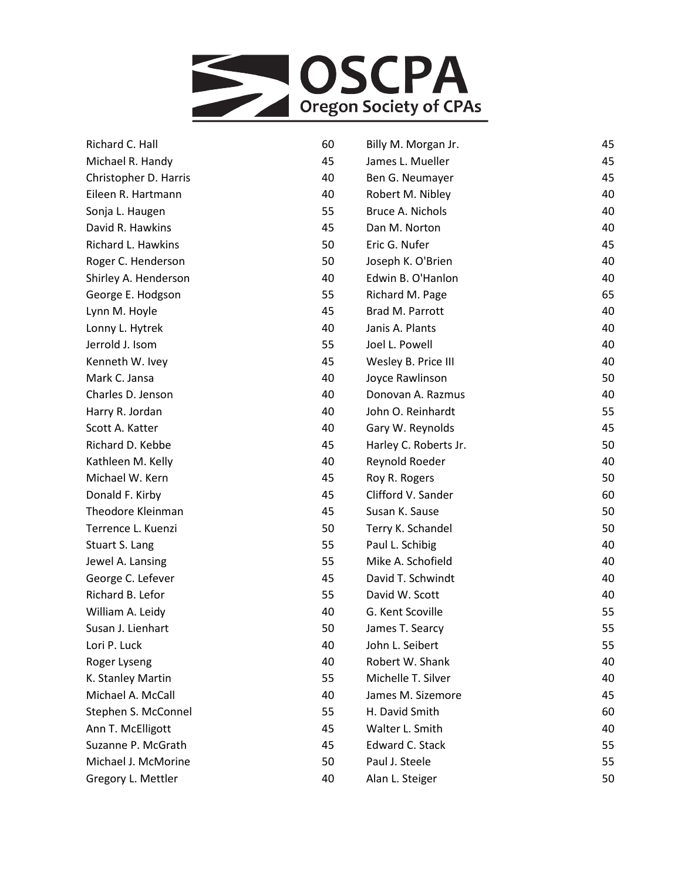# OSCPA

Oregon Society of CPAs

| Name | Years |
| --- | --- |
| Richard C. Hall | 60 |
| Michael R. Handy | 45 |
| Christopher D. Harris | 40 |
| Eileen R. Hartmann | 40 |
| Sonja L. Haugen | 55 |
| David R. Hawkins | 45 |
| Richard L. Hawkins | 50 |
| Roger C. Henderson | 50 |
| Shirley A. Henderson | 40 |
| George E. Hodgson | 55 |
| Lynn M. Hoyle | 45 |
| Lonny L. Hytrek | 40 |
| Jerrold J. Isom | 55 |
| Kenneth W. Ivey | 45 |
| Mark C. Jansa | 40 |
| Charles D. Jenson | 40 |
| Harry R. Jordan | 40 |
| Scott A. Katter | 40 |
| Richard D. Kebbe | 45 |
| Kathleen M. Kelly | 40 |
| Michael W. Kern | 45 |
| Donald F. Kirby | 45 |
| Theodore Kleinman | 45 |
| Terrence L. Kuenzi | 50 |
| Stuart S. Lang | 55 |
| Jewel A. Lansing | 55 |
| George C. Lefever | 45 |
| Richard B. Lefor | 55 |
| William A. Leidy | 40 |
| Susan J. Lienhart | 50 |
| Lori P. Luck | 40 |
| Roger Lyseng | 40 |
| K. Stanley Martin | 55 |
| Michael A. McCall | 40 |
| Stephen S. McConnel | 55 |
| Ann T. McElligott | 45 |
| Suzanne P. McGrath | 45 |
| Michael J. McMorine | 50 |
| Gregory L. Mettler | 40 |
| Billy M. Morgan Jr. | 45 |
| James L. Mueller | 45 |
| Ben G. Neumayer | 45 |
| Robert M. Nibley | 40 |
| Bruce A. Nichols | 40 |
| Dan M. Norton | 40 |
| Eric G. Nufer | 45 |
| Joseph K. O'Brien | 40 |
| Edwin B. O'Hanlon | 40 |
| Richard M. Page | 65 |
| Brad M. Parrott | 40 |
| Janis A. Plants | 40 |
| Joel L. Powell | 40 |
| Wesley B. Price III | 40 |
| Joyce Rawlinson | 50 |
| Donovan A. Razmus | 40 |
| John O. Reinhardt | 55 |
| Gary W. Reynolds | 45 |
| Harley C. Roberts Jr. | 50 |
| Reynold Roeder | 40 |
| Roy R. Rogers | 50 |
| Clifford V. Sander | 60 |
| Susan K. Sause | 50 |
| Terry K. Schandel | 50 |
| Paul L. Schibig | 40 |
| Mike A. Schofield | 40 |
| David T. Schwindt | 40 |
| David W. Scott | 40 |
| G. Kent Scoville | 55 |
| James T. Searcy | 55 |
| John L. Seibert | 55 |
| Robert W. Shank | 40 |
| Michelle T. Silver | 40 |
| James M. Sizemore | 45 |
| H. David Smith | 60 |
| Walter L. Smith | 40 |
| Edward C. Stack | 55 |
| Paul J. Steele | 55 |
| Alan L. Steiger | 50 |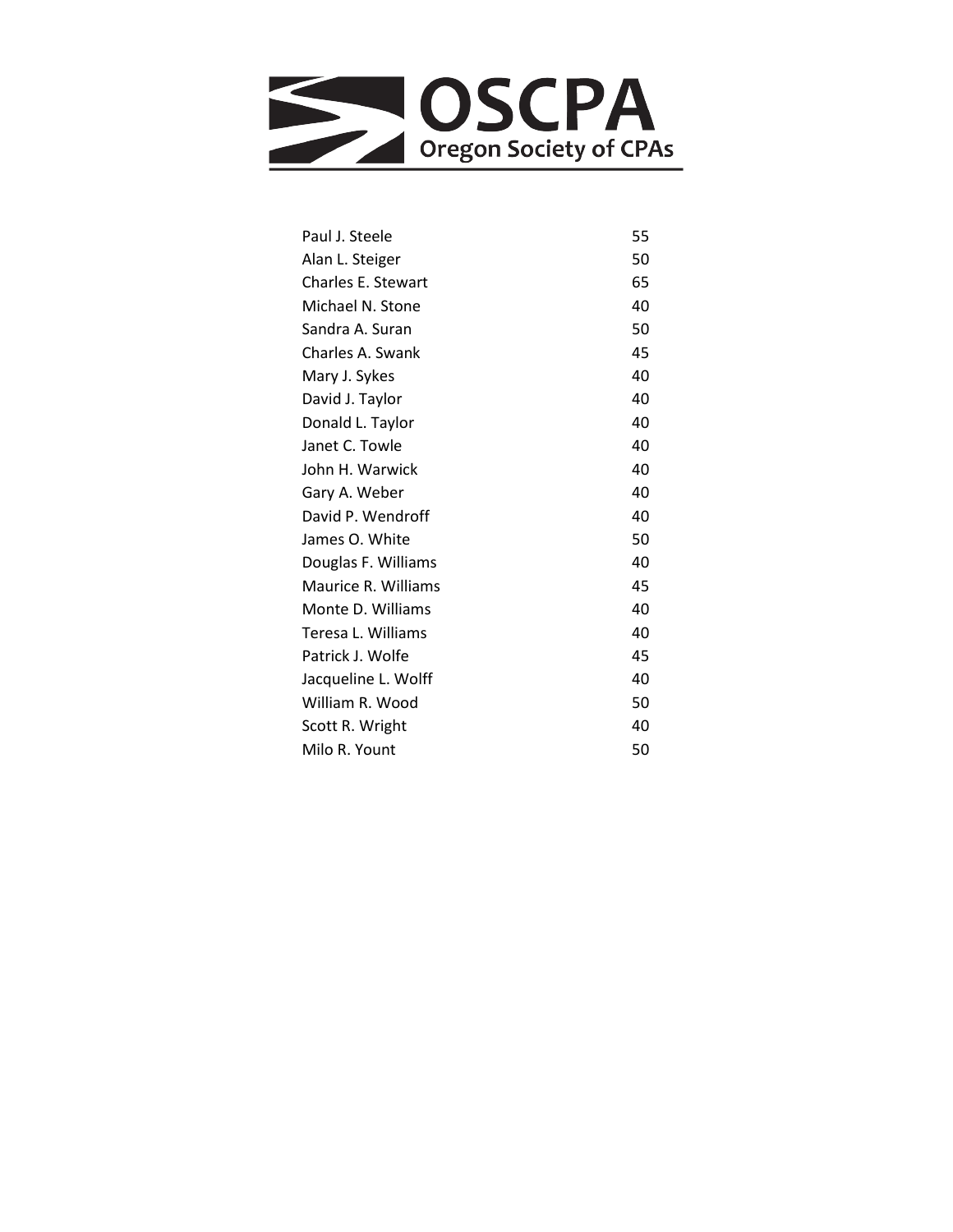| | |
|---|---|
| Paul J. Steele | 55 |
| Alan L. Steiger | 50 |
| Charles E. Stewart | 65 |
| Michael N. Stone | 40 |
| Sandra A. Suran | 50 |
| Charles A. Swank | 45 |
| Mary J. Sykes | 40 |
| David J. Taylor | 40 |
| Donald L. Taylor | 40 |
| Janet C. Towle | 40 |
| John H. Warwick | 40 |
| Gary A. Weber | 40 |
| David P. Wendroff | 40 |
| James O. White | 50 |
| Douglas F. Williams | 40 |
| Maurice R. Williams | 45 |
| Monte D. Williams | 40 |
| Teresa L. Williams | 40 |
| Patrick J. Wolfe | 45 |
| Jacqueline L. Wolff | 40 |
| William R. Wood | 50 |
| Scott R. Wright | 40 |
| Milo R. Yount | 50 |